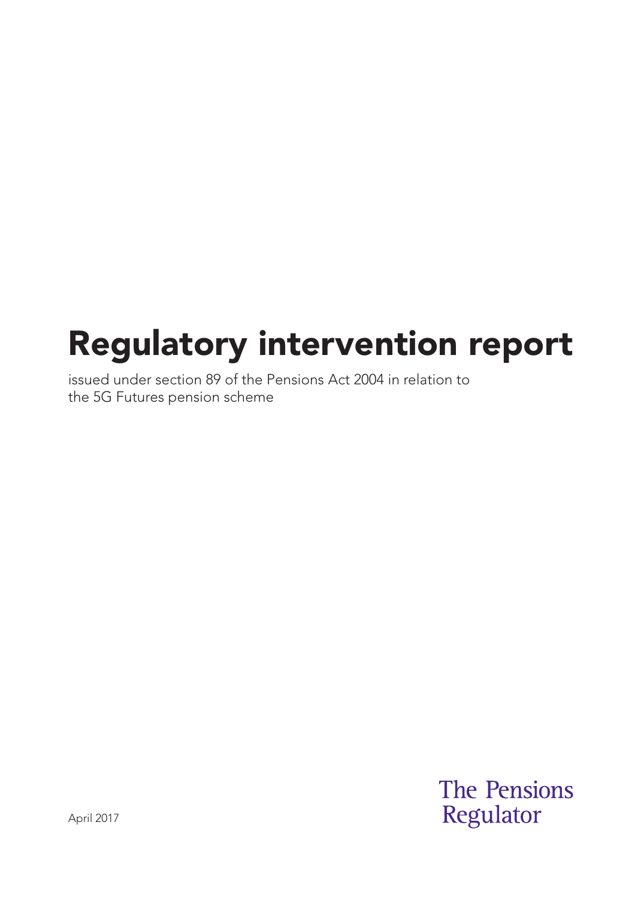# Regulatory intervention report

issued under section 89 of the Pensions Act 2004 in relation to the 5G Futures pension scheme

April 2017

The Pensions Regulator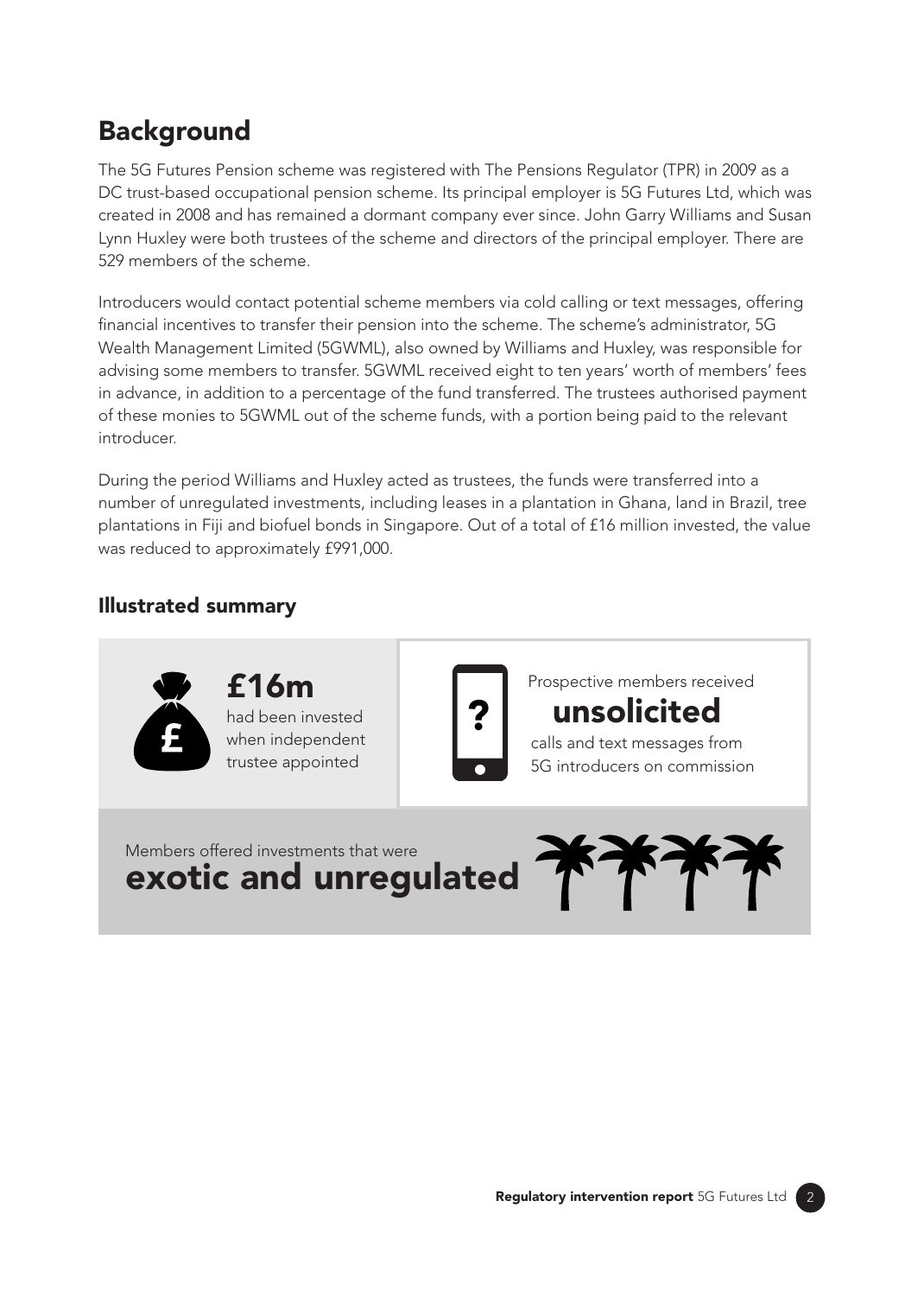## Background

The 5G Futures Pension scheme was registered with The Pensions Regulator (TPR) in 2009 as a DC trust-based occupational pension scheme. Its principal employer is 5G Futures Ltd, which was created in 2008 and has remained a dormant company ever since. John Garry Williams and Susan Lynn Huxley were both trustees of the scheme and directors of the principal employer. There are 529 members of the scheme.

Introducers would contact potential scheme members via cold calling or text messages, offering financial incentives to transfer their pension into the scheme. The scheme's administrator, 5G Wealth Management Limited (5GWML), also owned by Williams and Huxley, was responsible for advising some members to transfer. 5GWML received eight to ten years' worth of members' fees in advance, in addition to a percentage of the fund transferred. The trustees authorised payment of these monies to 5GWML out of the scheme funds, with a portion being paid to the relevant introducer.

During the period Williams and Huxley acted as trustees, the funds were transferred into a number of unregulated investments, including leases in a plantation in Ghana, land in Brazil, tree plantations in Fiji and biofuel bonds in Singapore. Out of a total of £16 million invested, the value was reduced to approximately £991,000.

### Illustrated summary

**£16m** had been invested when independent trustee appointed

Prospective members received **unsolicited** calls and text messages from 5G introducers on commission

Members offered investments that were **exotic and unregulated**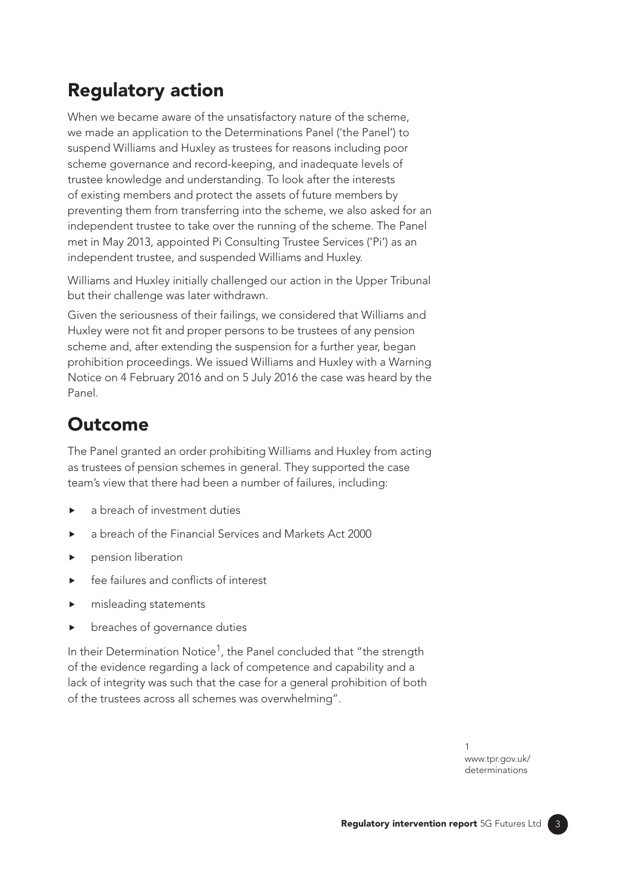## Regulatory action

When we became aware of the unsatisfactory nature of the scheme, we made an application to the Determinations Panel ('the Panel') to suspend Williams and Huxley as trustees for reasons including poor scheme governance and record-keeping, and inadequate levels of trustee knowledge and understanding. To look after the interests of existing members and protect the assets of future members by preventing them from transferring into the scheme, we also asked for an independent trustee to take over the running of the scheme. The Panel met in May 2013, appointed Pi Consulting Trustee Services ('Pi') as an independent trustee, and suspended Williams and Huxley.

Williams and Huxley initially challenged our action in the Upper Tribunal but their challenge was later withdrawn.

Given the seriousness of their failings, we considered that Williams and Huxley were not fit and proper persons to be trustees of any pension scheme and, after extending the suspension for a further year, began prohibition proceedings. We issued Williams and Huxley with a Warning Notice on 4 February 2016 and on 5 July 2016 the case was heard by the Panel.

## Outcome

The Panel granted an order prohibiting Williams and Huxley from acting as trustees of pension schemes in general. They supported the case team's view that there had been a number of failures, including:

- a breach of investment duties
- a breach of the Financial Services and Markets Act 2000
- pension liberation
- fee failures and conflicts of interest
- misleading statements
- breaches of governance duties

In their Determination Notice[1], the Panel concluded that "the strength of the evidence regarding a lack of competence and capability and a lack of integrity was such that the case for a general prohibition of both of the trustees across all schemes was overwhelming".

[1] www.tpr.gov.uk/determinations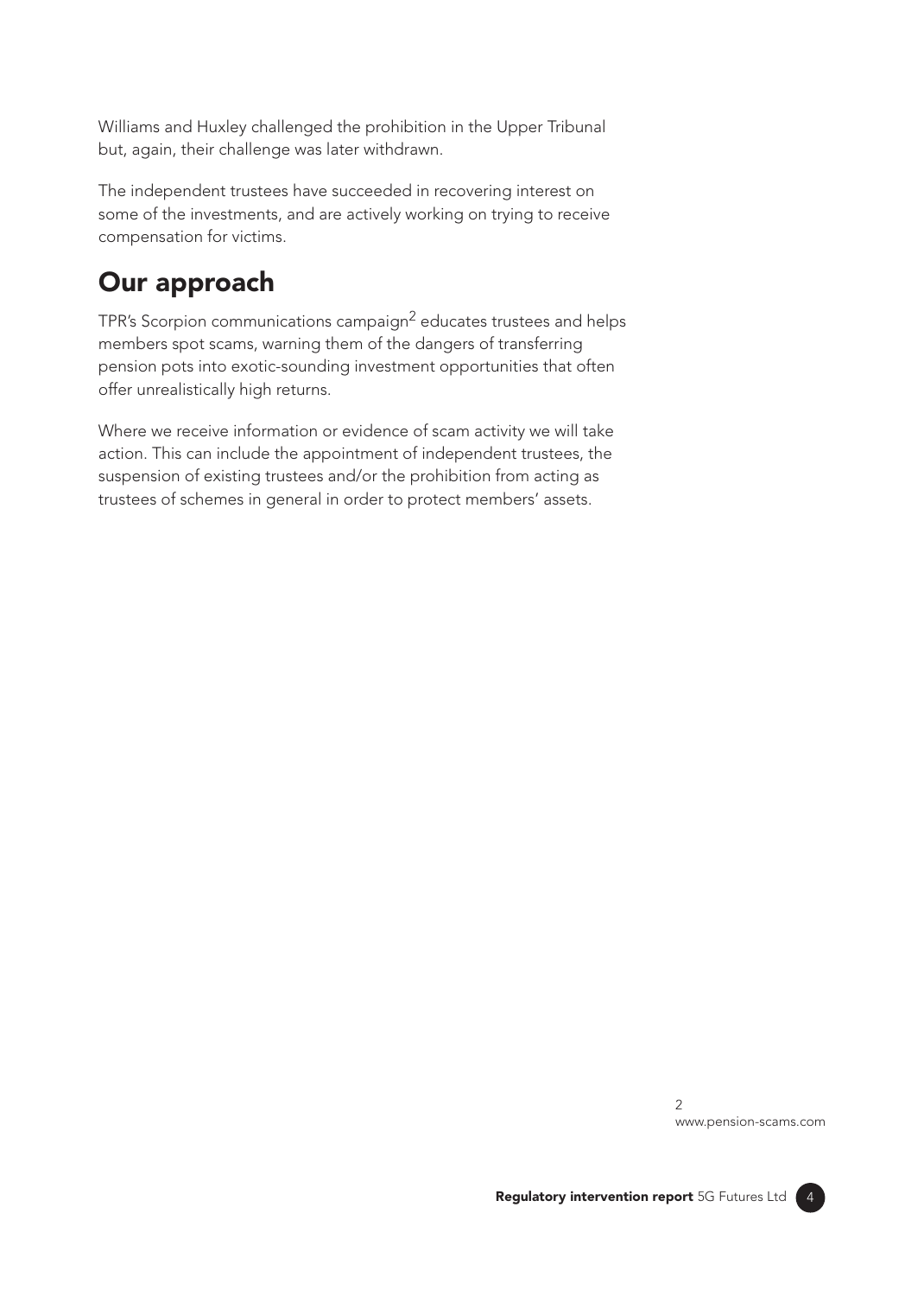Williams and Huxley challenged the prohibition in the Upper Tribunal but, again, their challenge was later withdrawn.

The independent trustees have succeeded in recovering interest on some of the investments, and are actively working on trying to receive compensation for victims.

## Our approach

TPR's Scorpion communications campaign[2] educates trustees and helps members spot scams, warning them of the dangers of transferring pension pots into exotic-sounding investment opportunities that often offer unrealistically high returns.

Where we receive information or evidence of scam activity we will take action. This can include the appointment of independent trustees, the suspension of existing trustees and/or the prohibition from acting as trustees of schemes in general in order to protect members' assets.

[2] www.pension-scams.com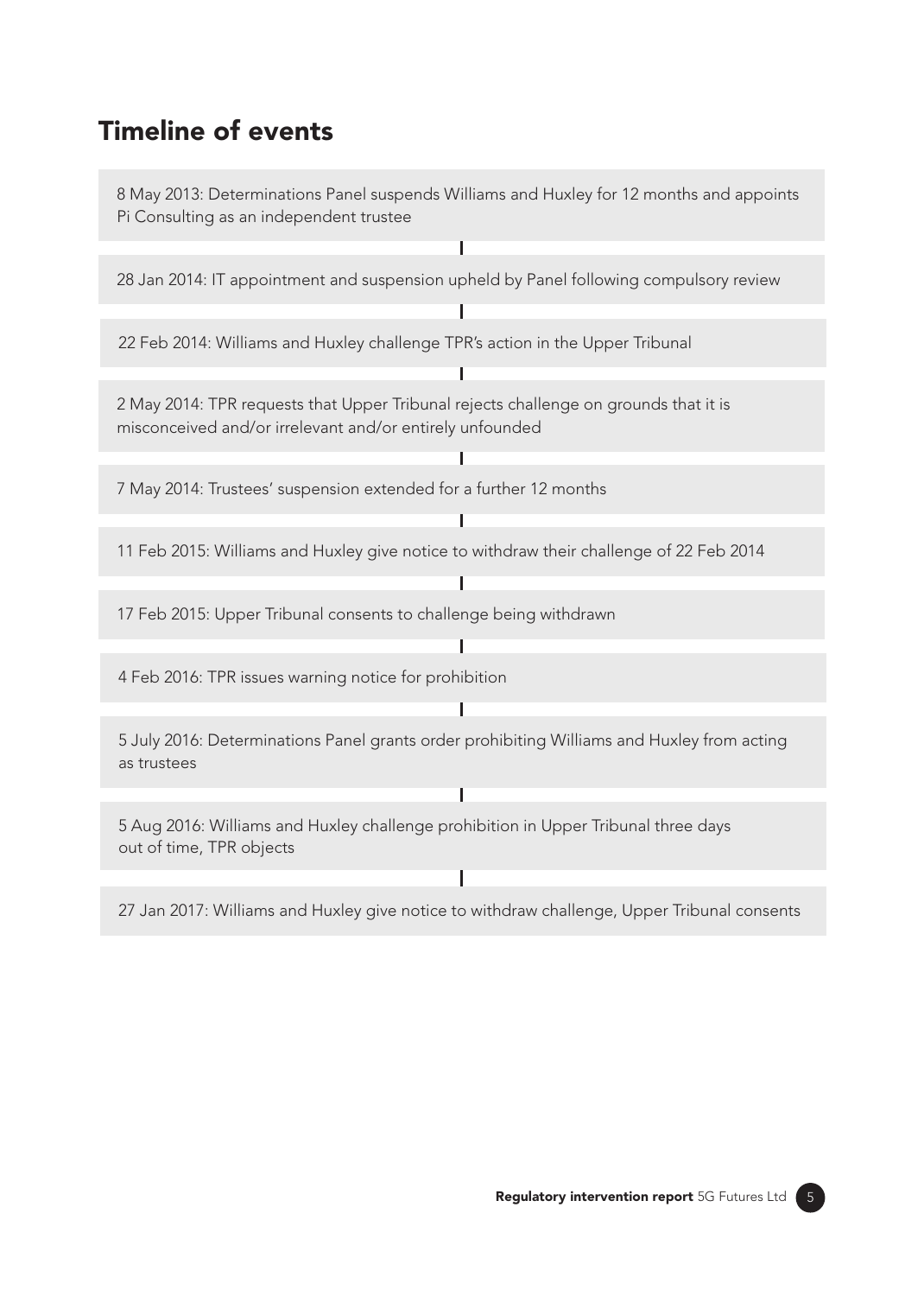## Timeline of events

8 May 2013: Determinations Panel suspends Williams and Huxley for 12 months and appoints Pi Consulting as an independent trustee

28 Jan 2014: IT appointment and suspension upheld by Panel following compulsory review

22 Feb 2014: Williams and Huxley challenge TPR's action in the Upper Tribunal

2 May 2014: TPR requests that Upper Tribunal rejects challenge on grounds that it is misconceived and/or irrelevant and/or entirely unfounded

7 May 2014: Trustees' suspension extended for a further 12 months

11 Feb 2015: Williams and Huxley give notice to withdraw their challenge of 22 Feb 2014

17 Feb 2015: Upper Tribunal consents to challenge being withdrawn

4 Feb 2016: TPR issues warning notice for prohibition

5 July 2016: Determinations Panel grants order prohibiting Williams and Huxley from acting as trustees

5 Aug 2016: Williams and Huxley challenge prohibition in Upper Tribunal three days out of time, TPR objects

27 Jan 2017: Williams and Huxley give notice to withdraw challenge, Upper Tribunal consents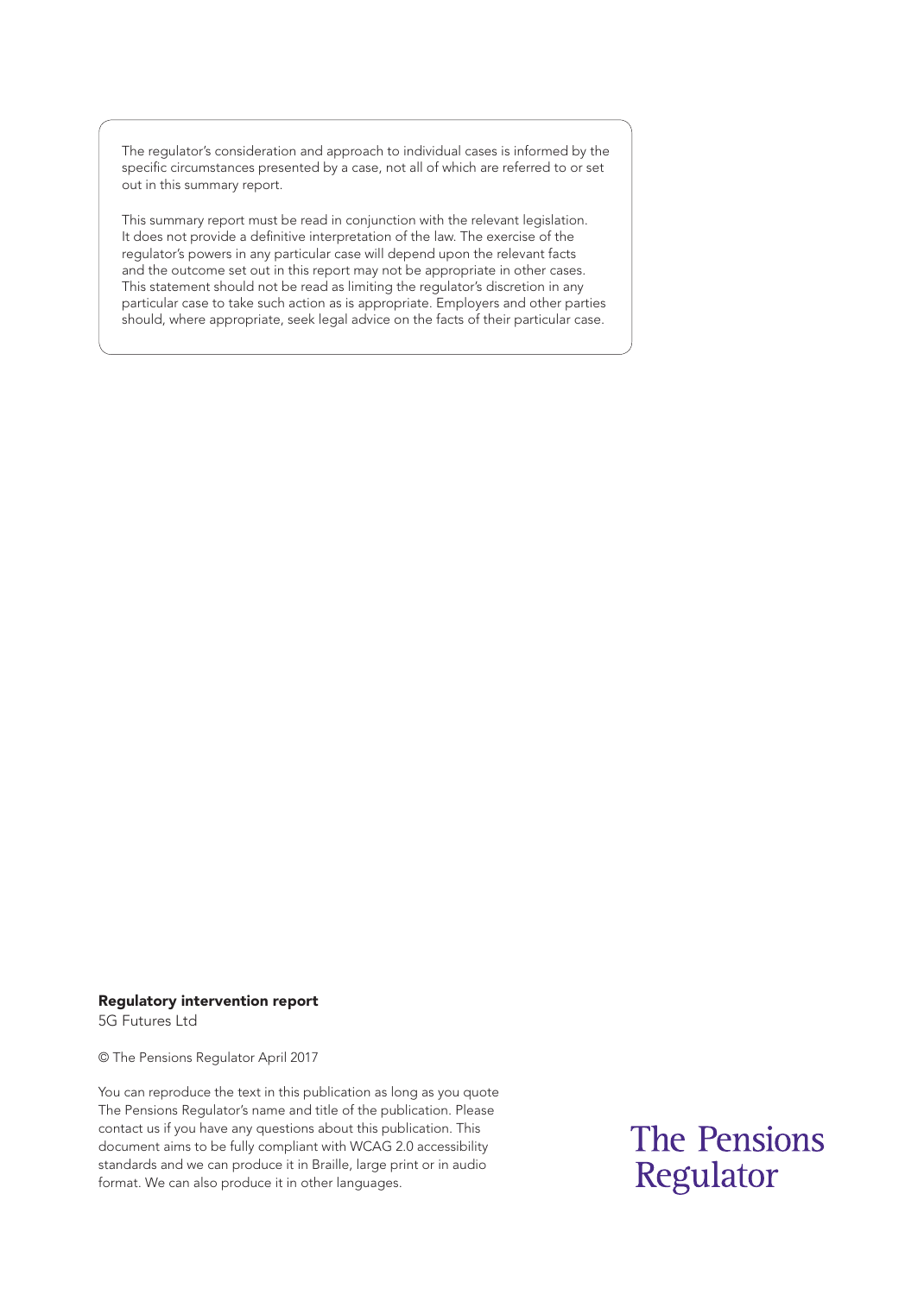The regulator's consideration and approach to individual cases is informed by the specific circumstances presented by a case, not all of which are referred to or set out in this summary report.

This summary report must be read in conjunction with the relevant legislation. It does not provide a definitive interpretation of the law. The exercise of the regulator's powers in any particular case will depend upon the relevant facts and the outcome set out in this report may not be appropriate in other cases. This statement should not be read as limiting the regulator's discretion in any particular case to take such action as is appropriate. Employers and other parties should, where appropriate, seek legal advice on the facts of their particular case.

**Regulatory intervention report**
5G Futures Ltd

© The Pensions Regulator April 2017

You can reproduce the text in this publication as long as you quote The Pensions Regulator's name and title of the publication. Please contact us if you have any questions about this publication. This document aims to be fully compliant with WCAG 2.0 accessibility standards and we can produce it in Braille, large print or in audio format. We can also produce it in other languages.

The Pensions Regulator